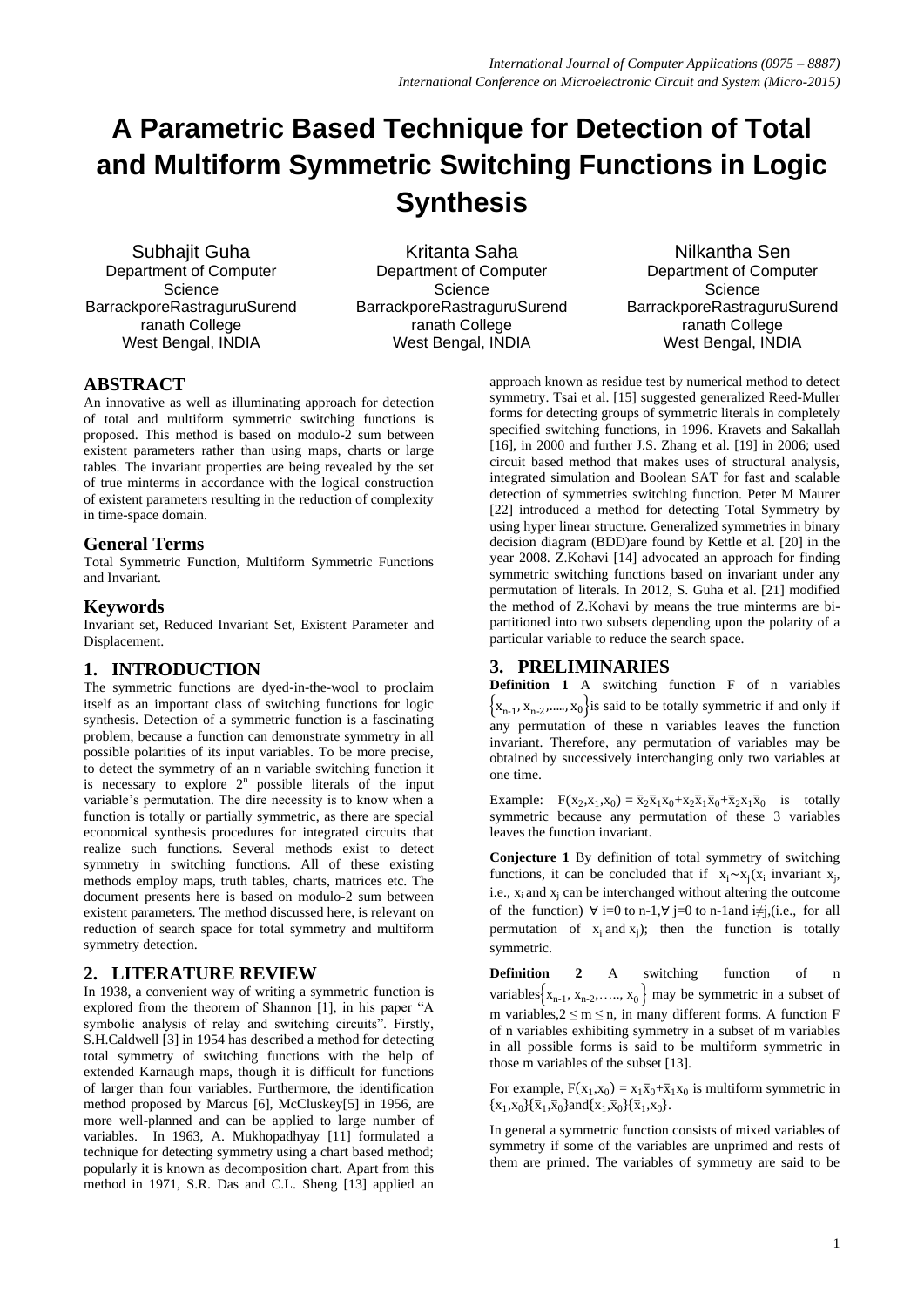# A Parametric Based Technique for Detection of Total and Multiform Symmetric Switching Functions in Logic Synthesis

Subhajit Guha
Department of Computer Science
BarrackporeRastraguruSurendranath College
West Bengal, INDIA

Kritanta Saha
Department of Computer Science
BarrackporeRastraguruSurendranath College
West Bengal, INDIA

Nilkantha Sen
Department of Computer Science
BarrackporeRastraguruSurendranath College
West Bengal, INDIA

## ABSTRACT

An innovative as well as illuminating approach for detection of total and multiform symmetric switching functions is proposed. This method is based on modulo-2 sum between existent parameters rather than using maps, charts or large tables. The invariant properties are being revealed by the set of true minterms in accordance with the logical construction of existent parameters resulting in the reduction of complexity in time-space domain.

### General Terms

Total Symmetric Function, Multiform Symmetric Functions and Invariant.

### Keywords

Invariant set, Reduced Invariant Set, Existent Parameter and Displacement.

## 1. INTRODUCTION

The symmetric functions are dyed-in-the-wool to proclaim itself as an important class of switching functions for logic synthesis. Detection of a symmetric function is a fascinating problem, because a function can demonstrate symmetry in all possible polarities of its input variables. To be more precise, to detect the symmetry of an n variable switching function it is necessary to explore $2^n$ possible literals of the input variable's permutation. The dire necessity is to know when a function is totally or partially symmetric, as there are special economical synthesis procedures for integrated circuits that realize such functions. Several methods exist to detect symmetry in switching functions. All of these existing methods employ maps, truth tables, charts, matrices etc. The document presents here is based on modulo-2 sum between existent parameters. The method discussed here, is relevant on reduction of search space for total symmetry and multiform symmetry detection.

## 2. LITERATURE REVIEW

In 1938, a convenient way of writing a symmetric function is explored from the theorem of Shannon [1], in his paper "A symbolic analysis of relay and switching circuits". Firstly, S.H.Caldwell [3] in 1954 has described a method for detecting total symmetry of switching functions with the help of extended Karnaugh maps, though it is difficult for functions of larger than four variables. Furthermore, the identification method proposed by Marcus [6], McCluskey[5] in 1956, are more well-planned and can be applied to large number of variables. In 1963, A. Mukhopadhyay [11] formulated a technique for detecting symmetry using a chart based method; popularly it is known as decomposition chart. Apart from this method in 1971, S.R. Das and C.L. Sheng [13] applied an approach known as residue test by numerical method to detect symmetry. Tsai et al. [15] suggested generalized Reed-Muller forms for detecting groups of symmetric literals in completely specified switching functions, in 1996. Kravets and Sakallah [16], in 2000 and further J.S. Zhang et al. [19] in 2006; used circuit based method that makes uses of structural analysis, integrated simulation and Boolean SAT for fast and scalable detection of symmetries switching function. Peter M Maurer [22] introduced a method for detecting Total Symmetry by using hyper linear structure. Generalized symmetries in binary decision diagram (BDD)are found by Kettle et al. [20] in the year 2008. Z.Kohavi [14] advocated an approach for finding symmetric switching functions based on invariant under any permutation of literals. In 2012, S. Guha et al. [21] modified the method of Z.Kohavi by means the true minterms are bi-partitioned into two subsets depending upon the polarity of a particular variable to reduce the search space.

## 3. PRELIMINARIES

**Definition 1** A switching function F of n variables $\{x_{n-1}, x_{n-2}, \ldots, x_0\}$ is said to be totally symmetric if and only if any permutation of these n variables leaves the function invariant. Therefore, any permutation of variables may be obtained by successively interchanging only two variables at one time.

Example: $F(x_2,x_1,x_0) = \bar{x}_2\bar{x}_1x_0+x_2\bar{x}_1\bar{x}_0+\bar{x}_2x_1\bar{x}_0$ is totally symmetric because any permutation of these 3 variables leaves the function invariant.

**Conjecture 1** By definition of total symmetry of switching functions, it can be concluded that if $x_i \sim x_j$ ($x_i$ invariant $x_j$, i.e., $x_i$ and $x_j$ can be interchanged without altering the outcome of the function) $\forall$ i=0 to n-1, $\forall$ j=0 to n-1 and $i \neq j$, (i.e., for all permutation of $x_i$ and $x_j$); then the function is totally symmetric.

**Definition 2** A switching function of n variables $\{x_{n-1}, x_{n-2}, \ldots, x_0\}$ may be symmetric in a subset of m variables, $2 \leq m \leq n$, in many different forms. A function F of n variables exhibiting symmetry in a subset of m variables in all possible forms is said to be multiform symmetric in those m variables of the subset [13].

For example, $F(x_1,x_0) = x_1\bar{x}_0+\bar{x}_1x_0$ is multiform symmetric in $\{x_1,x_0\}\{\bar{x}_1,\bar{x}_0\}$ and $\{x_1,\bar{x}_0\}\{\bar{x}_1,x_0\}$.

In general a symmetric function consists of mixed variables of symmetry if some of the variables are unprimed and rests of them are primed. The variables of symmetry are said to be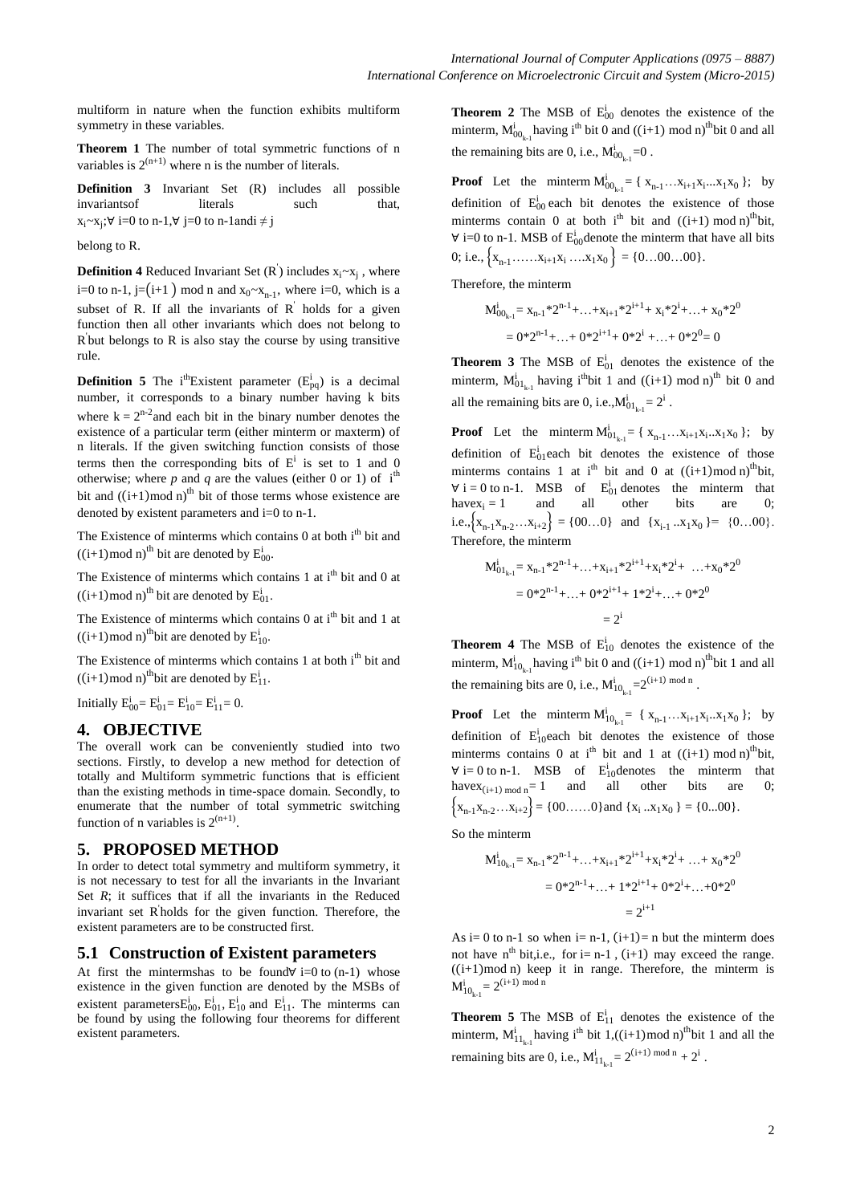multiform in nature when the function exhibits multiform symmetry in these variables.

**Theorem 1** The number of total symmetric functions of n variables is $2^{(n+1)}$ where n is the number of literals.

**Definition 3** Invariant Set (R) includes all possible invariantsof literals such that, $x_i \sim x_j; \forall$ i=0 to n-1, $\forall$ j=0 to n-1and $i \neq j$

belong to R.

**Definition 4** Reduced Invariant Set ($R'$) includes $x_i \sim x_j$ , where i=0 to n-1, j=$(i+1)$ mod n and $x_0 \sim x_{n-1}$, where i=0, which is a subset of R. If all the invariants of $R'$ holds for a given function then all other invariants which does not belong to $R'$ but belongs to R is also stay the course by using transitive rule.

**Definition 5** The $i^{th}$Existent parameter ($E^i_{pq}$) is a decimal number, it corresponds to a binary number having k bits where $k = 2^{n-2}$ and each bit in the binary number denotes the existence of a particular term (either minterm or maxterm) of n literals. If the given switching function consists of those terms then the corresponding bits of $E^i$ is set to 1 and 0 otherwise; where *p* and *q* are the values (either 0 or 1) of $i^{th}$ bit and $((i+1) \bmod n)^{th}$ bit of those terms whose existence are denoted by existent parameters and i=0 to n-1.

The Existence of minterms which contains 0 at both $i^{th}$ bit and $((i+1) \bmod n)^{th}$ bit are denoted by $E^i_{00}$.

The Existence of minterms which contains 1 at $i^{th}$ bit and 0 at $((i+1) \bmod n)^{th}$ bit are denoted by $E^i_{01}$.

The Existence of minterms which contains 0 at $i^{th}$ bit and 1 at $((i+1) \bmod n)^{th}$bit are denoted by $E^i_{10}$.

The Existence of minterms which contains 1 at both $i^{th}$ bit and $((i+1) \bmod n)^{th}$bit are denoted by $E^i_{11}$.

Initially $E^i_{00} = E^i_{01} = E^i_{10} = E^i_{11} = 0$.

## 4. OBJECTIVE

The overall work can be conveniently studied into two sections. Firstly, to develop a new method for detection of totally and Multiform symmetric functions that is efficient than the existing methods in time-space domain. Secondly, to enumerate that the number of total symmetric switching function of n variables is $2^{(n+1)}$.

## 5. PROPOSED METHOD

In order to detect total symmetry and multiform symmetry, it is not necessary to test for all the invariants in the Invariant Set *R*; it suffices that if all the invariants in the Reduced invariant set $R'$holds for the given function. Therefore, the existent parameters are to be constructed first.

### 5.1 Construction of Existent parameters

At first the mintermshas to be found$\forall$ i=0 to (n-1) whose existence in the given function are denoted by the MSBs of existent parameters$E^i_{00}$, $E^i_{01}$, $E^i_{10}$ and $E^i_{11}$. The minterms can be found by using the following four theorems for different existent parameters.

**Theorem 2** The MSB of $E^i_{00}$ denotes the existence of the minterm, $M^i_{00_{k-1}}$ having $i^{th}$ bit 0 and $((i+1) \bmod n)^{th}$bit 0 and all the remaining bits are 0, i.e., $M^i_{00_{k-1}}=0$ .

**Proof** Let the minterm $M^i_{00_{k-1}} = \{ x_{n-1} \ldots x_{i+1} x_i \ldots x_1 x_0 \}$; by definition of $E^i_{00}$ each bit denotes the existence of those minterms contain 0 at both $i^{th}$ bit and $((i+1) \bmod n)^{th}$bit, $\forall$ i=0 to n-1. MSB of $E^i_{00}$denote the minterm that have all bits 0; i.e., $\left\{x_{n-1} \ldots\ldots x_{i+1} x_i \ldots . x_1 x_0\right\} = \{0\ldots00\ldots00\}$.

Therefore, the minterm

$$M^i_{00_{k-1}} = x_{n-1}*2^{n-1}+\ldots+x_{i+1}*2^{i+1}+ x_i*2^i+\ldots+ x_0*2^0$$

$$= 0*2^{n-1}+\ldots+ 0*2^{i+1}+ 0*2^i +\ldots+ 0*2^0= 0$$

**Theorem 3** The MSB of $E^i_{01}$ denotes the existence of the minterm, $M^i_{01_{k-1}}$ having $i^{th}$bit 1 and $((i+1) \bmod n)^{th}$ bit 0 and all the remaining bits are 0, i.e.,$M^i_{01_{k-1}} = 2^i$ .

**Proof** Let the minterm $M^i_{01_{k-1}} = \{ x_{n-1} \ldots x_{i+1} x_i..x_1 x_0 \}$; by definition of $E^i_{01}$each bit denotes the existence of those minterms contains 1 at $i^{th}$ bit and 0 at $((i+1) \bmod n)^{th}$bit, $\forall$ i = 0 to n-1. MSB of $E^i_{01}$ denotes the minterm that have$x_i = 1$ and all other bits are 0; i.e.,$\left\{x_{n-1} x_{n-2} \ldots x_{i+2}\right\} = \{00\ldots0\}$ and $\{x_{i-1} ..x_1 x_0\} = \{0\ldots00\}$. Therefore, the minterm

$$M^i_{01_{k-1}} = x_{n-1}*2^{n-1}+\ldots+x_{i+1}*2^{i+1}+x_i*2^i+ \ldots+x_0*2^0$$

$$= 0*2^{n-1}+\ldots+ 0*2^{i+1}+ 1*2^i+\ldots+ 0*2^0$$

$$= 2^i$$

**Theorem 4** The MSB of $E^i_{10}$ denotes the existence of the minterm, $M^i_{10_{k-1}}$having $i^{th}$ bit 0 and $((i+1) \bmod n)^{th}$bit 1 and all the remaining bits are 0, i.e., $M^i_{10_{k-1}} = 2^{(i+1) \bmod n}$ .

**Proof** Let the minterm $M^i_{10_{k-1}} = \{ x_{n-1} \ldots x_{i+1} x_i..x_1 x_0 \}$; by definition of $E^i_{10}$each bit denotes the existence of those minterms contains 0 at $i^{th}$ bit and 1 at $((i+1) \bmod n)^{th}$bit, $\forall$ i= 0 to n-1. MSB of $E^i_{10}$denotes the minterm that have$x_{(i+1) \bmod n} = 1$ and all other bits are 0; $\left\{x_{n-1} x_{n-2} \ldots x_{i+2}\right\} = \{00\ldots\ldots0\}$and $\{x_i ..x_1 x_0\} = \{0...00\}$.

So the minterm

$$M^i_{10_{k-1}} = x_{n-1}*2^{n-1}+\ldots+x_{i+1}*2^{i+1}+x_i*2^i+ \ldots+ x_0*2^0$$

$$= 0*2^{n-1}+\ldots+ 1*2^{i+1}+ 0*2^i+\ldots+0*2^0$$

$$= 2^{i+1}$$

As i= 0 to n-1 so when i= n-1, $(i+1)$= n but the minterm does not have $n^{th}$ bit,i.e., for i= n-1 , (i+1) may exceed the range. $((i+1) \bmod n)$ keep it in range. Therefore, the minterm is $M^i_{10_{k-1}} = 2^{(i+1) \bmod n}$

**Theorem 5** The MSB of $E^i_{11}$ denotes the existence of the minterm, $M^i_{11_{k-1}}$having $i^{th}$ bit 1,$((i+1) \bmod n)^{th}$bit 1 and all the remaining bits are 0, i.e., $M^i_{11_{k-1}} = 2^{(i+1) \bmod n} + 2^i$ .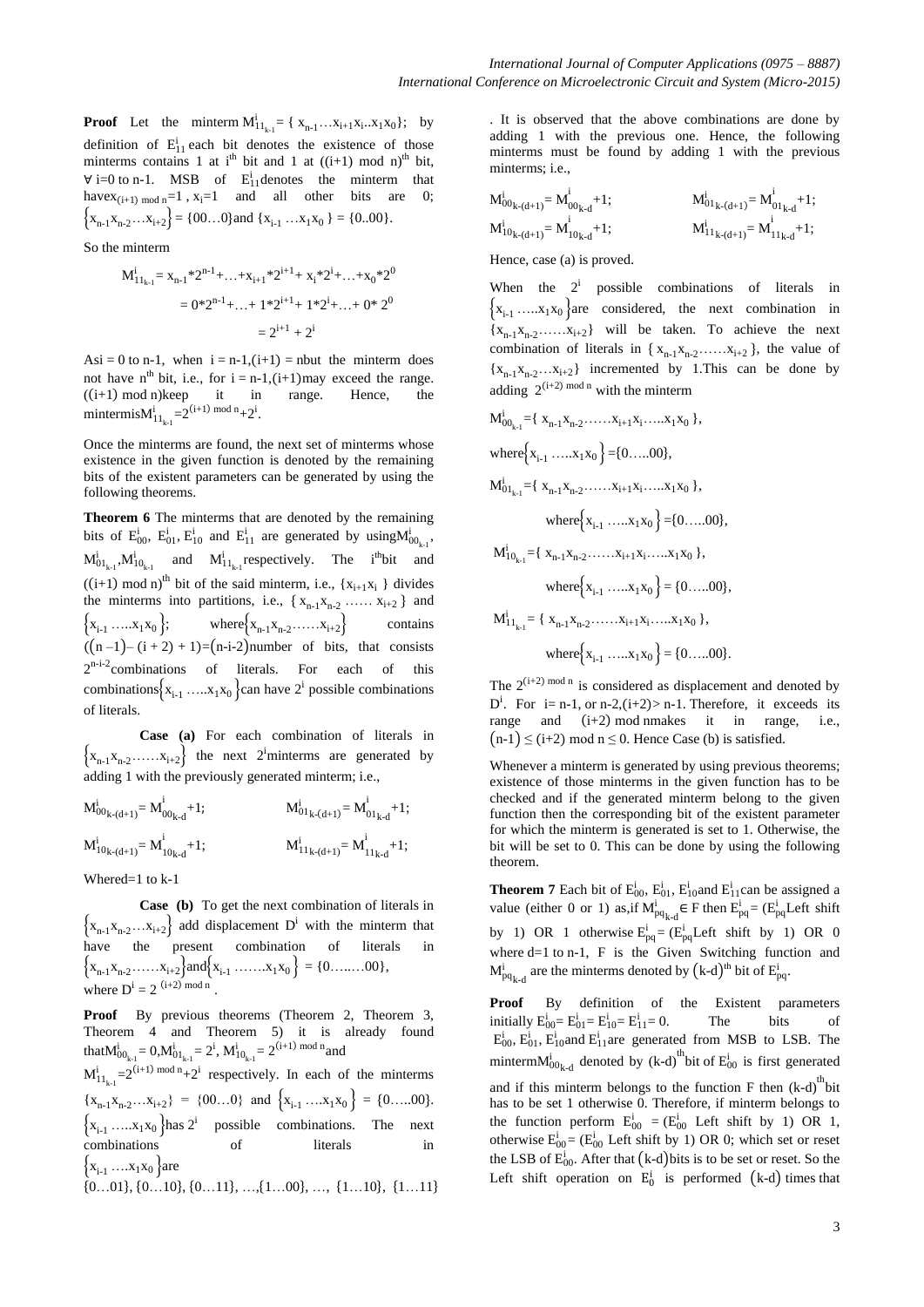**Proof** Let the minterm $M^i_{11_{k-1}} = \{x_{n-1}\ldots x_{i+1}x_i..x_1x_0\}$; by definition of $E^i_{11}$ each bit denotes the existence of those minterms contains 1 at $i^{th}$ bit and 1 at $((i+1) \bmod n)^{th}$ bit, $\forall$ i=0 to n-1. MSB of $E^i_{11}$ denotes the minterm that have $x_{(i+1) \bmod n}=1$, $x_i=1$ and all other bits are 0; $\{x_{n-1}x_{n-2}\ldots x_{i+2}\} = \{00\ldots0\}$ and $\{x_{i-1}\ldots x_1x_0\} = \{0..00\}$.

So the minterm

$$M^i_{11_{k-1}} = x_{n-1}*2^{n-1}+\ldots+x_{i+1}*2^{i+1}+ x_i*2^i+\ldots+x_0*2^0$$

$$= 0*2^{n-1}+\ldots+ 1*2^{i+1}+ 1*2^i+\ldots+ 0*2^0$$

$$= 2^{i+1} + 2^i$$

As i = 0 to n-1, when i = n-1,(i+1) = n but the minterm does not have $n^{th}$ bit, i.e., for i = n-1,(i+1) may exceed the range. ((i+1) mod n) keep it in range. Hence, the minterm is $M^i_{11_{k-1}} = 2^{(i+1) \bmod n}+2^i$.

Once the minterms are found, the next set of minterms whose existence in the given function is denoted by the remaining bits of the existent parameters can be generated by using the following theorems.

**Theorem 6** The minterms that are denoted by the remaining bits of $E^i_{00}$, $E^i_{01}$, $E^i_{10}$ and $E^i_{11}$ are generated by using $M^i_{00_{k-1}}$, $M^i_{01_{k-1}}$, $M^i_{10_{k-1}}$ and $M^i_{11_{k-1}}$ respectively. The $i^{th}$ bit and $((i+1) \bmod n)^{th}$ bit of the said minterm, i.e., $\{x_{i+1}x_i\}$ divides the minterms into partitions, i.e., $\{x_{n-1}x_{n-2}\ldots x_{i+2}\}$ and $\{x_{i-1}\ldots x_1x_0\}$; where $\{x_{n-1}x_{n-2}\ldots x_{i+2}\}$ contains $((n-1)-(i+2)+1)=(n-i-2)$ number of bits, that consists $2^{n-i-2}$ combinations of literals. For each of this combinations $\{x_{i-1}\ldots x_1x_0\}$ can have $2^i$ possible combinations of literals.

**Case (a)** For each combination of literals in $\{x_{n-1}x_{n-2}\ldots x_{i+2}\}$ the next $2^i$ minterms are generated by adding 1 with the previously generated minterm; i.e.,

$$M^i_{00_{k-(d+1)}} = M^i_{00_{k-d}}+1; \qquad M^i_{01_{k-(d+1)}} = M^i_{01_{k-d}}+1;$$

$$M^i_{10_{k-(d+1)}} = M^i_{10_{k-d}}+1; \qquad M^i_{11_{k-(d+1)}} = M^i_{11_{k-d}}+1;$$

Where d=1 to k-1

**Case (b)** To get the next combination of literals in $\{x_{n-1}x_{n-2}\ldots x_{i+2}\}$ add displacement $D^i$ with the minterm that have the present combination of literals in $\{x_{n-1}x_{n-2}\ldots x_{i+2}\}$ and $\{x_{i-1}\ldots x_1x_0\} = \{0\ldots00\}$, where $D^i = 2^{(i+2) \bmod n}$.

**Proof** By previous theorems (Theorem 2, Theorem 3, Theorem 4 and Theorem 5) it is already found that $M^i_{00_{k-1}} = 0$, $M^i_{01_{k-1}} = 2^i$, $M^i_{10_{k-1}} = 2^{(i+1) \bmod n}$ and $M^i_{11_{k-1}} = 2^{(i+1) \bmod n}+2^i$ respectively. In each of the minterms $\{x_{n-1}x_{n-2}\ldots x_{i+2}\} = \{00\ldots0\}$ and $\{x_{i-1}\ldots x_1x_0\} = \{0\ldots00\}$. $\{x_{i-1}\ldots x_1x_0\}$ has $2^i$ possible combinations. The next combinations of literals in $\{x_{i-1}\ldots x_1x_0\}$ are $\{0\ldots01\}, \{0\ldots10\}, \{0\ldots11\}, \ldots, \{1\ldots00\}, \ldots, \{1\ldots10\}, \{1\ldots11\}$. It is observed that the above combinations are done by adding 1 with the previous one. Hence, the following minterms must be found by adding 1 with the previous minterms; i.e.,

$$M^i_{00_{k-(d+1)}} = M^i_{00_{k-d}}+1; \qquad M^i_{01_{k-(d+1)}} = M^i_{01_{k-d}}+1;$$

$$M^i_{10_{k-(d+1)}} = M^i_{10_{k-d}}+1; \qquad M^i_{11_{k-(d+1)}} = M^i_{11_{k-d}}+1;$$

Hence, case (a) is proved.

When the $2^i$ possible combinations of literals in $\{x_{i-1}\ldots x_1x_0\}$ are considered, the next combination in $\{x_{n-1}x_{n-2}\ldots x_{i+2}\}$ will be taken. To achieve the next combination of literals in $\{x_{n-1}x_{n-2}\ldots x_{i+2}\}$, the value of $\{x_{n-1}x_{n-2}\ldots x_{i+2}\}$ incremented by 1. This can be done by adding $2^{(i+2) \bmod n}$ with the minterm

$M^i_{00_{k-1}} = \{x_{n-1}x_{n-2}\ldots x_{i+1}x_i\ldots x_1x_0\}$,

where $\{x_{i-1}\ldots x_1x_0\} = \{0\ldots00\}$,

$M^i_{01_{k-1}} = \{x_{n-1}x_{n-2}\ldots x_{i+1}x_i\ldots x_1x_0\}$,

where $\{x_{i-1}\ldots x_1x_0\} = \{0\ldots00\}$,

$M^i_{10_{k-1}} = \{x_{n-1}x_{n-2}\ldots x_{i+1}x_i\ldots x_1x_0\}$,

where $\{x_{i-1}\ldots x_1x_0\} = \{0\ldots00\}$,

$M^i_{11_{k-1}} = \{x_{n-1}x_{n-2}\ldots x_{i+1}x_i\ldots x_1x_0\}$,

where $\{x_{i-1}\ldots x_1x_0\} = \{0\ldots00\}$.

The $2^{(i+2) \bmod n}$ is considered as displacement and denoted by $D^i$. For i= n-1, or n-2,(i+2)> n-1. Therefore, it exceeds its range and (i+2) mod n makes it in range, i.e., $(n-1) \leq (i+2) \bmod n \leq 0$. Hence Case (b) is satisfied.

Whenever a minterm is generated by using previous theorems; existence of those minterms in the given function has to be checked and if the generated minterm belong to the given function then the corresponding bit of the existent parameter for which the minterm is generated is set to 1. Otherwise, the bit will be set to 0. This can be done by using the following theorem.

**Theorem 7** Each bit of $E^i_{00}$, $E^i_{01}$, $E^i_{10}$ and $E^i_{11}$ can be assigned a value (either 0 or 1) as, if $M^i_{pq_{k-d}} \in F$ then $E^i_{pq} = (E^i_{pq}$ Left shift by 1) OR 1 otherwise $E^i_{pq} = (E^i_{pq}$ Left shift by 1) OR 0 where d=1 to n-1, F is the Given Switching function and $M^i_{pq_{k-d}}$ are the minterms denoted by $(k-d)^{th}$ bit of $E^i_{pq}$.

**Proof** By definition of the Existent parameters initially $E^i_{00} = E^i_{01} = E^i_{10} = E^i_{11} = 0$. The bits of $E^i_{00}$, $E^i_{01}$, $E^i_{10}$ and $E^i_{11}$ are generated from MSB to LSB. The minterm $M^i_{00_{k-d}}$ denoted by $(k-d)^{th}$ bit of $E^i_{00}$ is first generated and if this minterm belongs to the function F then $(k-d)^{th}$ bit has to be set 1 otherwise 0. Therefore, if minterm belongs to the function perform $E^i_{00} = (E^i_{00}$ Left shift by 1) OR 1, otherwise $E^i_{00} = (E^i_{00}$ Left shift by 1) OR 0; which set or reset the LSB of $E^i_{00}$. After that $(k-d)$ bits is to be set or reset. So the Left shift operation on $E^i_0$ is performed $(k-d)$ times that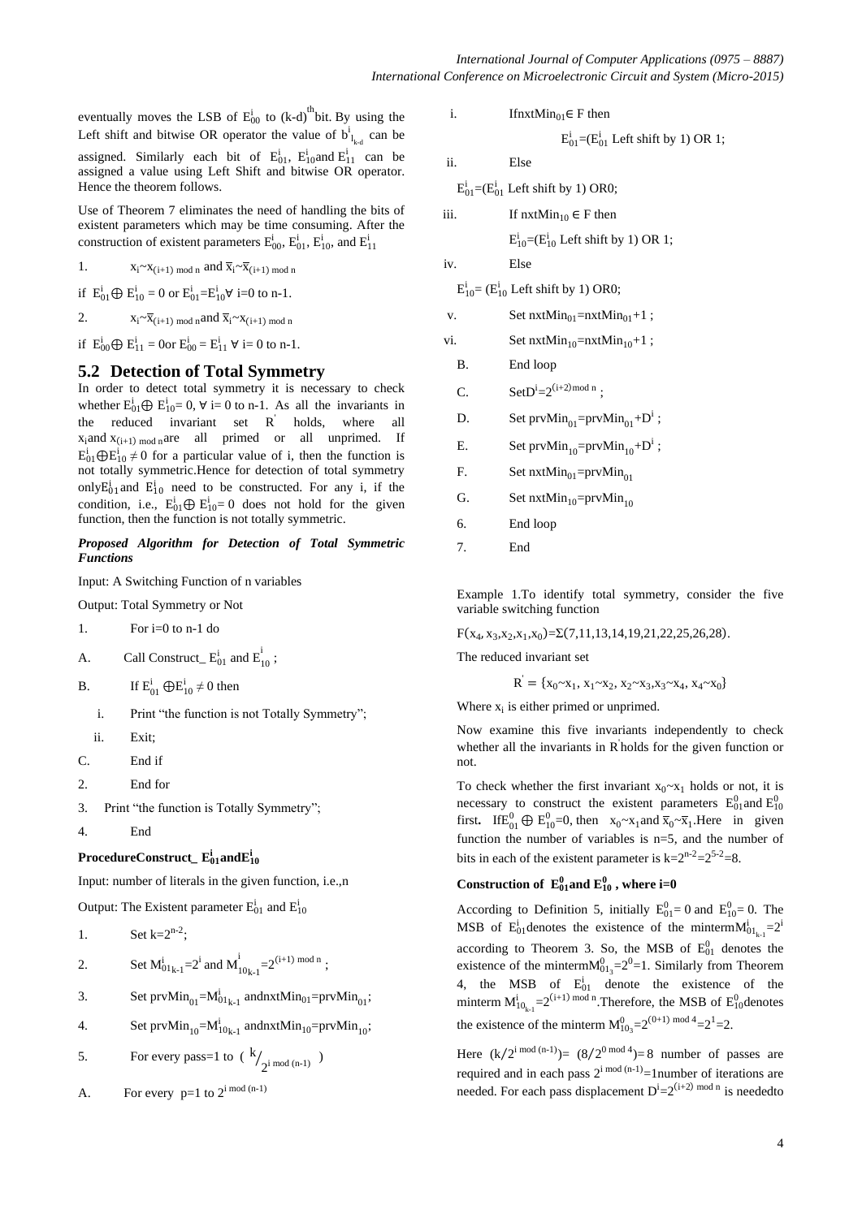eventually moves the LSB of $E^i_{00}$ to $(k-d)^{th}$ bit. By using the Left shift and bitwise OR operator the value of $b^i_{1_{k-d}}$ can be assigned. Similarly each bit of $E^i_{01}$, $E^i_{10}$ and $E^i_{11}$ can be assigned a value using Left Shift and bitwise OR operator. Hence the theorem follows.

Use of Theorem 7 eliminates the need of handling the bits of existent parameters which may be time consuming. After the construction of existent parameters $E^i_{00}$, $E^i_{01}$, $E^i_{10}$, and $E^i_{11}$

1. $x_i \sim x_{(i+1) \bmod n}$ and $\overline{x}_i \sim \overline{x}_{(i+1) \bmod n}$

if $E^i_{01} \oplus E^i_{10} = 0$ or $E^i_{01} = E^i_{10} \forall$ i=0 to n-1.

2. $x_i \sim \overline{x}_{(i+1) \bmod n}$ and $\overline{x}_i \sim x_{(i+1) \bmod n}$

if $E^i_{00} \oplus E^i_{11} = 0$ or $E^i_{00} = E^i_{11} \ \forall$ i= 0 to n-1.

## 5.2 Detection of Total Symmetry

In order to detect total symmetry it is necessary to check whether $E^i_{01} \oplus E^i_{10} = 0$, $\forall$ i= 0 to n-1. As all the invariants in the reduced invariant set $R'$ holds, where all $x_i$ and $x_{(i+1) \bmod n}$ are all primed or all unprimed. If $E^i_{01} \oplus E^i_{10} \neq 0$ for a particular value of i, then the function is not totally symmetric. Hence for detection of total symmetry only $E^i_{01}$ and $E^i_{10}$ need to be constructed. For any i, if the condition, i.e., $E^i_{01} \oplus E^i_{10} = 0$ does not hold for the given function, then the function is not totally symmetric.

***Proposed Algorithm for Detection of Total Symmetric Functions***

Input: A Switching Function of n variables

Output: Total Symmetry or Not

1. For i=0 to n-1 do
   - A. Call Construct_ $E^i_{01}$ and $E^i_{10}$ ;
   - B. If $E^i_{01} \oplus E^i_{10} \neq 0$ then
     - i. Print "the function is not Totally Symmetry";
     - ii. Exit;
   - C. End if
2. End for
3. Print "the function is Totally Symmetry";
4. End

**Procedure Construct_ $E^i_{01}$ and $E^i_{10}$**

Input: number of literals in the given function, i.e.,n

Output: The Existent parameter $E^i_{01}$ and $E^i_{10}$

1. Set $k=2^{n-2}$;
2. Set $M^i_{01_{k-1}}=2^i$ and $M^i_{10_{k-1}}=2^{(i+1) \bmod n}$ ;
3. Set $prvMin_{01}=M^i_{01_{k-1}}$ and $nxtMin_{01}=prvMin_{01}$;
4. Set $prvMin_{10}=M^i_{10_{k-1}}$ and $nxtMin_{10}=prvMin_{10}$;
5. For every pass=1 to $\left(k/2^{i \bmod (n-1)}\right)$
   - A. For every p=1 to $2^{i \bmod (n-1)}$
     - i. If $nxtMin_{01} \in F$ then
       $E^i_{01}=(E^i_{01}$ Left shift by 1) OR 1;
     - ii. Else
       $E^i_{01}=(E^i_{01}$ Left shift by 1) OR0;
     - iii. If $nxtMin_{10} \in F$ then
       $E^i_{10}=(E^i_{10}$ Left shift by 1) OR 1;
     - iv. Else
       $E^i_{10}=(E^i_{10}$ Left shift by 1) OR0;
     - v. Set $nxtMin_{01}=nxtMin_{01}+1$ ;
     - vi. Set $nxtMin_{10}=nxtMin_{10}+1$ ;
   - B. End loop
   - C. Set $D^i=2^{(i+2) \bmod n}$ ;
   - D. Set $prvMin_{01}=prvMin_{01}+D^i$ ;
   - E. Set $prvMin_{10}=prvMin_{10}+D^i$ ;
   - F. Set $nxtMin_{01}=prvMin_{01}$
   - G. Set $nxtMin_{10}=prvMin_{10}$
6. End loop
7. End

Example 1.To identify total symmetry, consider the five variable switching function

$F(x_4, x_3, x_2, x_1, x_0)=\Sigma(7,11,13,14,19,21,22,25,26,28)$.

The reduced invariant set

$$R' = \{x_0 \sim x_1,\ x_1 \sim x_2,\ x_2 \sim x_3, x_3 \sim x_4,\ x_4 \sim x_0\}$$

Where $x_i$ is either primed or unprimed.

Now examine this five invariants independently to check whether all the invariants in $R'$ holds for the given function or not.

To check whether the first invariant $x_0 \sim x_1$ holds or not, it is necessary to construct the existent parameters $E^0_{01}$ and $E^0_{10}$ first**.** If $E^0_{01} \oplus E^0_{10}=0$, then $x_0 \sim x_1$ and $\overline{x}_0 \sim \overline{x}_1$. Here in given function the number of variables is n=5, and the number of bits in each of the existent parameter is $k=2^{n-2}=2^{5-2}=8$.

**Construction of $E^0_{01}$ and $E^0_{10}$ , where i=0**

According to Definition 5, initially $E^0_{01}= 0$ and $E^0_{10}= 0$. The MSB of $E^i_{01}$ denotes the existence of the minterm $M^i_{01_{k-1}}=2^i$ according to Theorem 3. So, the MSB of $E^0_{01}$ denotes the existence of the minterm $M^0_{01_3}=2^0=1$. Similarly from Theorem 4, the MSB of $E^i_{01}$ denote the existence of the minterm $M^i_{10_{k-1}}=2^{(i+1) \bmod n}$. Therefore, the MSB of $E^0_{10}$ denotes the existence of the minterm $M^0_{10_3}=2^{(0+1) \bmod 4}=2^1=2$.

Here $(k/2^{i \bmod (n-1)})= (8/2^{0 \bmod 4})= 8$ number of passes are required and in each pass $2^{i \bmod (n-1)}=1$ number of iterations are needed. For each pass displacement $D^i=2^{(i+2) \bmod n}$ is neededto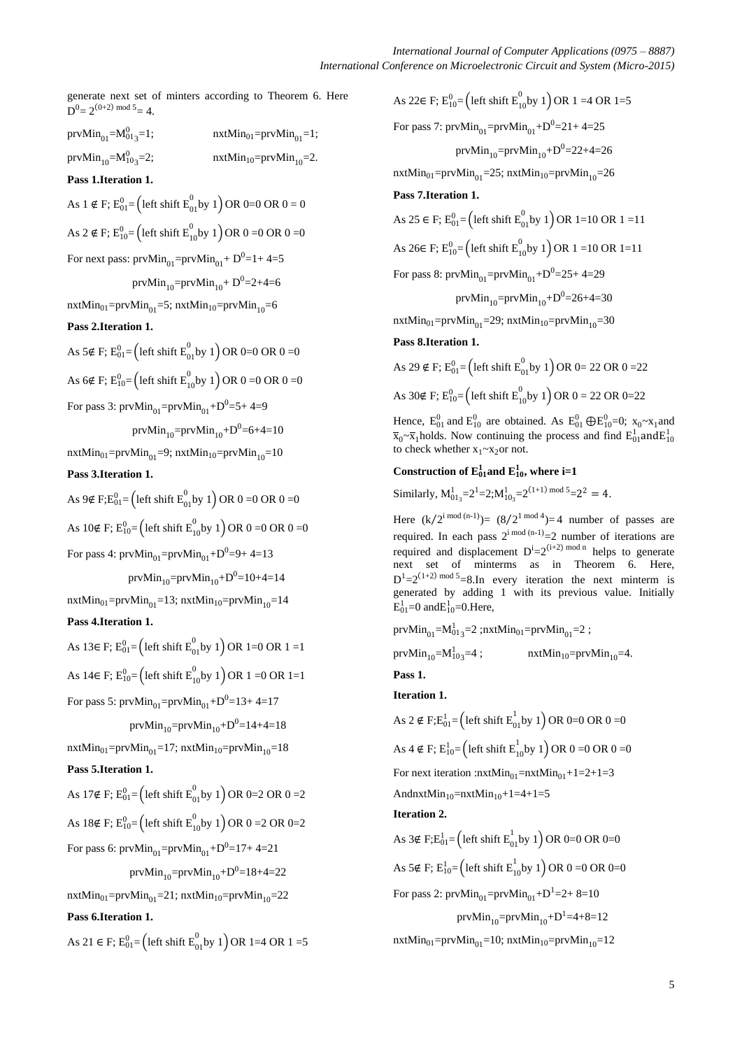generate next set of minters according to Theorem 6. Here $D^0 = 2^{(0+2) \bmod 5} = 4$.

$prvMin_{01} = M^0_{01_3} = 1$; $nxtMin_{01} = prvMin_{01} = 1$;

$prvMin_{10} = M^0_{10_3} = 2$; $nxtMin_{10} = prvMin_{10} = 2$.

**Pass 1.Iteration 1.**

As $1 \notin F$; $E^0_{01} = \left(\text{left shift } E^0_{01} \text{by } 1\right)$ OR 0=0 OR 0 = 0

As $2 \notin F$; $E^0_{10} = \left(\text{left shift } E^0_{10} \text{by } 1\right)$ OR 0 =0 OR 0 =0

For next pass: $prvMin_{01} = prvMin_{01} + D^0 = 1 + 4 = 5$

$prvMin_{10} = prvMin_{10} + D^0 = 2 + 4 = 6$

$nxtMin_{01} = prvMin_{01} = 5$; $nxtMin_{10} = prvMin_{10} = 6$

**Pass 2.Iteration 1.**

As $5 \notin F$; $E^0_{01} = \left(\text{left shift } E^0_{01} \text{by } 1\right)$ OR 0=0 OR 0 =0

As $6 \notin F$; $E^0_{10} = \left(\text{left shift } E^0_{10} \text{by } 1\right)$ OR 0 =0 OR 0 =0

For pass 3: $prvMin_{01} = prvMin_{01} + D^0 = 5 + 4 = 9$

$prvMin_{10} = prvMin_{10} + D^0 = 6 + 4 = 10$

$nxtMin_{01} = prvMin_{01} = 9$; $nxtMin_{10} = prvMin_{10} = 10$

**Pass 3.Iteration 1.**

As $9 \notin F$;$E^0_{01} = \left(\text{left shift } E^0_{01} \text{by } 1\right)$ OR 0 =0 OR 0 =0

As $10 \notin F$; $E^0_{10} = \left(\text{left shift } E^0_{10} \text{by } 1\right)$ OR 0 =0 OR 0 =0

For pass 4: $prvMin_{01} = prvMin_{01} + D^0 = 9 + 4 = 13$

$prvMin_{10} = prvMin_{10} + D^0 = 10 + 4 = 14$

$nxtMin_{01} = prvMin_{01} = 13$; $nxtMin_{10} = prvMin_{10} = 14$

**Pass 4.Iteration 1.**

As $13 \in F$; $E^0_{01} = \left(\text{left shift } E^0_{01} \text{by } 1\right)$ OR 1=0 OR 1 =1

As $14 \in F$; $E^0_{10} = \left(\text{left shift } E^0_{10} \text{by } 1\right)$ OR 1 =0 OR 1=1

For pass 5: $prvMin_{01} = prvMin_{01} + D^0 = 13 + 4 = 17$

$prvMin_{10} = prvMin_{10} + D^0 = 14 + 4 = 18$

$nxtMin_{01} = prvMin_{01} = 17$; $nxtMin_{10} = prvMin_{10} = 18$

**Pass 5.Iteration 1.**

As $17 \notin F$; $E^0_{01} = \left(\text{left shift } E^0_{01} \text{by } 1\right)$ OR 0=2 OR 0 =2

As $18 \notin F$; $E^0_{10} = \left(\text{left shift } E^0_{10} \text{by } 1\right)$ OR 0 =2 OR 0=2

For pass 6: $prvMin_{01} = prvMin_{01} + D^0 = 17 + 4 = 21$

$prvMin_{10} = prvMin_{10} + D^0 = 18 + 4 = 22$

$nxtMin_{01} = prvMin_{01} = 21$; $nxtMin_{10} = prvMin_{10} = 22$

**Pass 6.Iteration 1.**

As $21 \in F$; $E^0_{01} = \left(\text{left shift } E^0_{01} \text{by } 1\right)$ OR 1=4 OR 1 =5

As $22 \in F$; $E^0_{10} = \left(\text{left shift } E^0_{10} \text{by } 1\right)$ OR 1 =4 OR 1=5

For pass 7: $prvMin_{01} = prvMin_{01} + D^0 = 21 + 4 = 25$

$prvMin_{10} = prvMin_{10} + D^0 = 22 + 4 = 26$

$nxtMin_{01} = prvMin_{01} = 25$; $nxtMin_{10} = prvMin_{10} = 26$

**Pass 7.Iteration 1.**

As $25 \in F$; $E^0_{01} = \left(\text{left shift } E^0_{01} \text{by } 1\right)$ OR 1=10 OR 1 =11

As $26 \in F$; $E^0_{10} = \left(\text{left shift } E^0_{10} \text{by } 1\right)$ OR 1 =10 OR 1=11

For pass 8: $prvMin_{01} = prvMin_{01} + D^0 = 25 + 4 = 29$

$prvMin_{10} = prvMin_{10} + D^0 = 26 + 4 = 30$

$nxtMin_{01} = prvMin_{01} = 29$; $nxtMin_{10} = prvMin_{10} = 30$

**Pass 8.Iteration 1.**

As $29 \notin F$; $E^0_{01} = \left(\text{left shift } E^0_{01} \text{by } 1\right)$ OR 0= 22 OR 0 =22

As $30 \notin F$; $E^0_{10} = \left(\text{left shift } E^0_{10} \text{by } 1\right)$ OR 0 = 22 OR 0=22

Hence, $E^0_{01}$ and $E^0_{10}$ are obtained. As $E^0_{01} \oplus E^0_{10} = 0$; $x_0 \sim x_1$ and $\overline{x}_0 \sim \overline{x}_1$ holds. Now continuing the process and find $E^1_{01}$ and $E^1_{10}$ to check whether $x_1 \sim x_2$ or not.

**Construction of $E^1_{01}$ and $E^1_{10}$, where i=1**

Similarly, $M^1_{01_3} = 2^1 = 2$; $M^1_{10_3} = 2^{(1+1) \bmod 5} = 2^2 = 4$.

Here $(k/2^{i \bmod (n-1)}) = (8/2^{1 \bmod 4}) = 4$ number of passes are required. In each pass $2^{i \bmod (n-1)} = 2$ number of iterations are required and displacement $D^i = 2^{(i+2) \bmod n}$ helps to generate next set of minterms as in Theorem 6. Here, $D^1 = 2^{(1+2) \bmod 5} = 8$.In every iteration the next minterm is generated by adding 1 with its previous value. Initially $E^1_{01} = 0$ and $E^1_{10} = 0$.Here,

$prvMin_{01} = M^1_{01_3} = 2$ ;$nxtMin_{01} = prvMin_{01} = 2$ ;

$prvMin_{10} = M^1_{10_3} = 4$ ; $nxtMin_{10} = prvMin_{10} = 4$.

**Pass 1.**

**Iteration 1.**

As $2 \notin F$;$E^1_{01} = \left(\text{left shift } E^1_{01} \text{by } 1\right)$ OR 0=0 OR 0 =0

As $4 \notin F$; $E^1_{10} = \left(\text{left shift } E^1_{10} \text{by } 1\right)$ OR 0 =0 OR 0 =0

For next iteration :$nxtMin_{01} = nxtMin_{01} + 1 = 2 + 1 = 3$

And$nxtMin_{10} = nxtMin_{10} + 1 = 4 + 1 = 5$

**Iteration 2.**

As $3 \notin F$;$E^1_{01} = \left(\text{left shift } E^1_{01} \text{by } 1\right)$ OR 0=0 OR 0=0

As $5 \notin F$; $E^1_{10} = \left(\text{left shift } E^1_{10} \text{by } 1\right)$ OR 0 =0 OR 0=0

For pass 2: $prvMin_{01} = prvMin_{01} + D^1 = 2 + 8 = 10$

$prvMin_{10} = prvMin_{10} + D^1 = 4 + 8 = 12$

$nxtMin_{01} = prvMin_{01} = 10$; $nxtMin_{10} = prvMin_{10} = 12$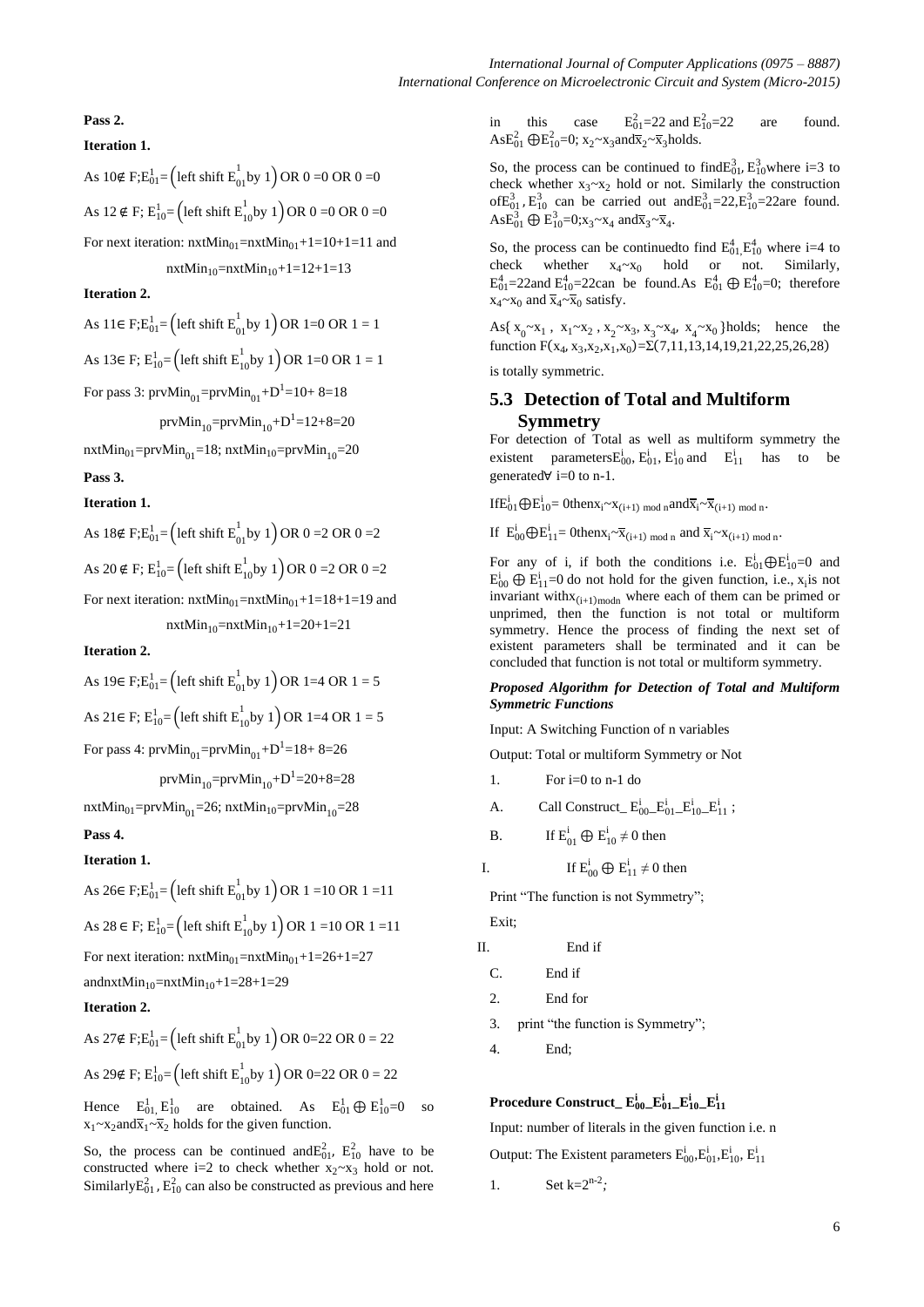**Pass 2.**

**Iteration 1.**

As $10 \notin F; E_{01}^1 = \left(\text{left shift } E_{01}^1 \text{ by } 1\right)$ OR 0 =0 OR 0 =0

As $12 \notin F$; $E_{10}^1 = \left(\text{left shift } E_{10}^1 \text{ by } 1\right)$ OR 0 =0 OR 0 =0

For next iteration: $nxtMin_{01}=nxtMin_{01}+1=10+1=11$ and

$nxtMin_{10}=nxtMin_{10}+1=12+1=13$

**Iteration 2.**

As $11 \in F; E_{01}^1 = \left(\text{left shift } E_{01}^1 \text{ by } 1\right)$ OR 1=0 OR 1 = 1

As $13 \in F$; $E_{10}^1 = \left(\text{left shift } E_{10}^1 \text{ by } 1\right)$ OR 1=0 OR 1 = 1

For pass 3: $prvMin_{01}=prvMin_{01}+D^1=10+8=18$

$prvMin_{10}=prvMin_{10}+D^1=12+8=20$

$nxtMin_{01}=prvMin_{01}=18$; $nxtMin_{10}=prvMin_{10}=20$

**Pass 3.**

**Iteration 1.**

As $18 \notin F; E_{01}^1 = \left(\text{left shift } E_{01}^1 \text{ by } 1\right)$ OR 0 =2 OR 0 =2

As $20 \notin F$; $E_{10}^1 = \left(\text{left shift } E_{10}^1 \text{ by } 1\right)$ OR 0 =2 OR 0 =2

For next iteration: $nxtMin_{01}=nxtMin_{01}+1=18+1=19$ and

$nxtMin_{10}=nxtMin_{10}+1=20+1=21$

**Iteration 2.**

As $19 \in F; E_{01}^1 = \left(\text{left shift } E_{01}^1 \text{ by } 1\right)$ OR 1=4 OR 1 = 5

As $21 \in F$; $E_{10}^1 = \left(\text{left shift } E_{10}^1 \text{ by } 1\right)$ OR 1=4 OR 1 = 5

For pass 4: $prvMin_{01}=prvMin_{01}+D^1=18+8=26$

$prvMin_{10}=prvMin_{10}+D^1=20+8=28$

$nxtMin_{01}=prvMin_{01}=26$; $nxtMin_{10}=prvMin_{10}=28$

**Pass 4.**

**Iteration 1.**

As $26 \in F; E_{01}^1 = \left(\text{left shift } E_{01}^1 \text{ by } 1\right)$ OR 1 =10 OR 1 =11

As $28 \in F$; $E_{10}^1 = \left(\text{left shift } E_{10}^1 \text{ by } 1\right)$ OR 1 =10 OR 1 =11

For next iteration: $nxtMin_{01}=nxtMin_{01}+1=26+1=27$

and $nxtMin_{10}=nxtMin_{10}+1=28+1=29$

**Iteration 2.**

As $27 \notin F; E_{01}^1 = \left(\text{left shift } E_{01}^1 \text{ by } 1\right)$ OR 0=22 OR 0 = 22

As $29 \notin F$; $E_{10}^1 = \left(\text{left shift } E_{10}^1 \text{ by } 1\right)$ OR 0=22 OR 0 = 22

Hence $E_{01}^1, E_{10}^1$ are obtained. As $E_{01}^1 \oplus E_{10}^1=0$ so $x_1{\sim}x_2$ and $\overline{x}_1{\sim}\overline{x}_2$ holds for the given function.

So, the process can be continued and $E_{01}^2$, $E_{10}^2$ have to be constructed where i=2 to check whether $x_2{\sim}x_3$ hold or not. Similarly $E_{01}^2$, $E_{10}^2$ can also be constructed as previous and here in this case $E_{01}^2=22$ and $E_{10}^2=22$ are found. As $E_{01}^2 \oplus E_{10}^2=0$; $x_2{\sim}x_3$ and $\overline{x}_2{\sim}\overline{x}_3$ holds.

So, the process can be continued to find $E_{01}^3$, $E_{10}^3$ where i=3 to check whether $x_3{\sim}x_2$ hold or not. Similarly the construction of $E_{01}^3$, $E_{10}^3$ can be carried out and $E_{01}^3=22, E_{10}^3=22$ are found. As $E_{01}^3 \oplus E_{10}^3=0$; $x_3{\sim}x_4$ and $\overline{x}_3{\sim}\overline{x}_4$.

So, the process can be continued to find $E_{01}^4, E_{10}^4$ where i=4 to check whether $x_4{\sim}x_0$ hold or not. Similarly, $E_{01}^4=22$ and $E_{10}^4=22$ can be found. As $E_{01}^4 \oplus E_{10}^4=0$; therefore $x_4{\sim}x_0$ and $\overline{x}_4{\sim}\overline{x}_0$ satisfy.

As $\{x_0{\sim}x_1,\ x_1{\sim}x_2,\ x_2{\sim}x_3,\ x_3{\sim}x_4,\ x_4{\sim}x_0\}$ holds; hence the function $F(x_4, x_3, x_2, x_1, x_0)=\Sigma(7,11,13,14,19,21,22,25,26,28)$ is totally symmetric.

### 5.3 Detection of Total and Multiform Symmetry

For detection of Total as well as multiform symmetry the existent parameters $E_{00}^i$, $E_{01}^i$, $E_{10}^i$ and $E_{11}^i$ has to be generated $\forall$ i=0 to n-1.

If $E_{01}^i \oplus E_{10}^i=0$ then $x_i{\sim}x_{(i+1) \bmod n}$ and $\overline{x}_i{\sim}\overline{x}_{(i+1) \bmod n}$.

If $E_{00}^i \oplus E_{11}^i=0$ then $x_i{\sim}\overline{x}_{(i+1) \bmod n}$ and $\overline{x}_i{\sim}x_{(i+1) \bmod n}$.

For any of i, if both the conditions i.e. $E_{01}^i \oplus E_{10}^i=0$ and $E_{00}^i \oplus E_{11}^i=0$ do not hold for the given function, i.e., $x_i$ is not invariant with $x_{(i+1) \bmod n}$ where each of them can be primed or unprimed, then the function is not total or multiform symmetry. Hence the process of finding the next set of existent parameters shall be terminated and it can be concluded that function is not total or multiform symmetry.

***Proposed Algorithm for Detection of Total and Multiform Symmetric Functions***

Input: A Switching Function of n variables

Output: Total or multiform Symmetry or Not

1. For i=0 to n-1 do

A. Call Construct_ $E_{00}^i$\_$E_{01}^i$\_$E_{10}^i$\_$E_{11}^i$ ;

B. If $E_{01}^i \oplus E_{10}^i \neq 0$ then

I. If $E_{00}^i \oplus E_{11}^i \neq 0$ then

Print "The function is not Symmetry";

Exit;

II. End if

C. End if

2. End for

3. print "the function is Symmetry";

4. End;

**Procedure Construct\_ $E_{00}^i$\_$E_{01}^i$\_$E_{10}^i$\_$E_{11}^i$**

Input: number of literals in the given function i.e. n

Output: The Existent parameters $E_{00}^i, E_{01}^i, E_{10}^i, E_{11}^i$

1. Set $k=2^{n-2}$;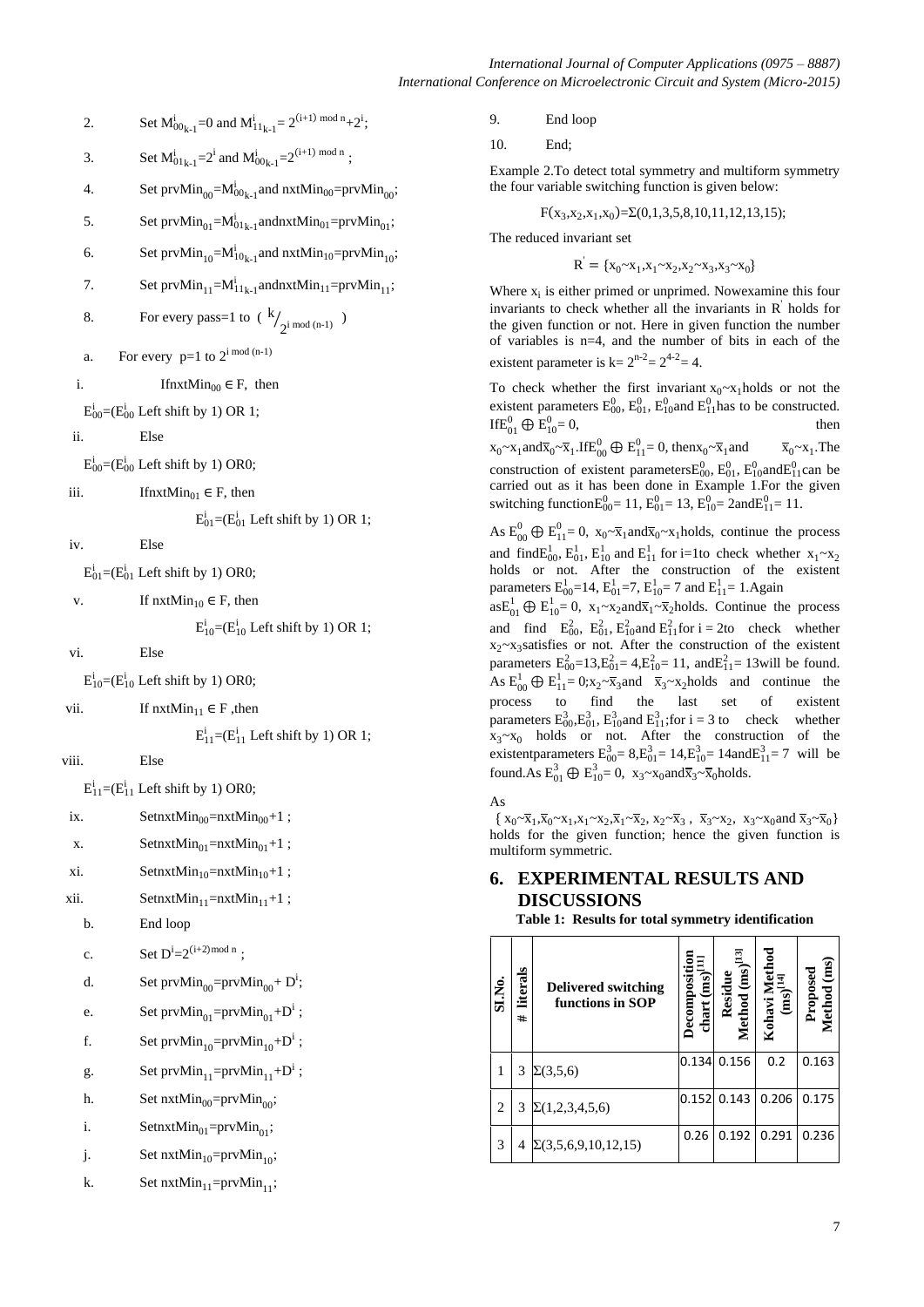2. Set $M^i_{00_{k-1}}=0$ and $M^i_{11_{k-1}}= 2^{(i+1) \bmod n}+2^i$;
3. Set $M^i_{01_{k-1}}=2^i$ and $M^i_{00_{k-1}}=2^{(i+1) \bmod n}$ ;
4. Set $prvMin_{00}=M^i_{00_{k-1}}$ and $nxtMin_{00}=prvMin_{00}$;
5. Set $prvMin_{01}=M^i_{01_{k-1}}$ and $nxtMin_{01}=prvMin_{01}$;
6. Set $prvMin_{10}=M^i_{10_{k-1}}$ and $nxtMin_{10}=prvMin_{10}$;
7. Set $prvMin_{11}=M^i_{11_{k-1}}$ and $nxtMin_{11}=prvMin_{11}$;
8. For every pass=1 to ( $k/_{2^{i \bmod (n-1)}}$ )
   a. For every p=1 to $2^{i \bmod (n-1)}$
      i. If $nxtMin_{00} \in F$, then
         $E^i_{00}=(E^i_{00}$ Left shift by 1) OR 1;
      ii. Else
         $E^i_{00}=(E^i_{00}$ Left shift by 1) OR0;
      iii. If $nxtMin_{01} \in F$, then
         $E^i_{01}=(E^i_{01}$ Left shift by 1) OR 1;
      iv. Else
         $E^i_{01}=(E^i_{01}$ Left shift by 1) OR0;
      v. If $nxtMin_{10} \in F$, then
         $E^i_{10}=(E^i_{10}$ Left shift by 1) OR 1;
      vi. Else
         $E^i_{10}=(E^i_{10}$ Left shift by 1) OR0;
      vii. If $nxtMin_{11} \in F$ ,then
         $E^i_{11}=(E^i_{11}$ Left shift by 1) OR 1;
      viii. Else
         $E^i_{11}=(E^i_{11}$ Left shift by 1) OR0;
      ix. Set $nxtMin_{00}=nxtMin_{00}+1$ ;
      x. Set $nxtMin_{01}=nxtMin_{01}+1$ ;
      xi. Set $nxtMin_{10}=nxtMin_{10}+1$ ;
      xii. Set $nxtMin_{11}=nxtMin_{11}+1$ ;
   b. End loop
   c. Set $D^i=2^{(i+2) \bmod n}$ ;
   d. Set $prvMin_{00}=prvMin_{00}+ D^i$;
   e. Set $prvMin_{01}=prvMin_{01}+D^i$ ;
   f. Set $prvMin_{10}=prvMin_{10}+D^i$ ;
   g. Set $prvMin_{11}=prvMin_{11}+D^i$ ;
   h. Set $nxtMin_{00}=prvMin_{00}$;
   i. Set $nxtMin_{01}=prvMin_{01}$;
   j. Set $nxtMin_{10}=prvMin_{10}$;
   k. Set $nxtMin_{11}=prvMin_{11}$;
9. End loop
10. End;

Example 2.To detect total symmetry and multiform symmetry the four variable switching function is given below:

$$F(x_3,x_2,x_1,x_0)=\Sigma(0,1,3,5,8,10,11,12,13,15);$$

The reduced invariant set

$$R' = \{x_0{\sim}x_1, x_1{\sim}x_2, x_2{\sim}x_3, x_3{\sim}x_0\}$$

Where $x_i$ is either primed or unprimed. Now examine this four invariants to check whether all the invariants in $R'$ holds for the given function or not. Here in given function the number of variables is n=4, and the number of bits in each of the existent parameter is $k= 2^{n-2}= 2^{4-2}= 4$.

To check whether the first invariant $x_0{\sim}x_1$ holds or not the existent parameters $E^0_{00}$, $E^0_{01}$, $E^0_{10}$ and $E^0_{11}$ has to be constructed. If $E^0_{01} \oplus E^0_{10}= 0$, then $x_0{\sim}x_1$ and $\overline{x}_0{\sim}\overline{x}_1$. If $E^0_{00} \oplus E^0_{11}= 0$, then $x_0{\sim}\overline{x}_1$ and $\overline{x}_0{\sim}x_1$. The construction of existent parameters $E^0_{00}$, $E^0_{01}$, $E^0_{10}$ and $E^0_{11}$ can be carried out as it has been done in Example 1. For the given switching function $E^0_{00}= 11$, $E^0_{01}= 13$, $E^0_{10}= 2$ and $E^0_{11}= 11$.

As $E^0_{00} \oplus E^0_{11}= 0$, $x_0{\sim}\overline{x}_1$ and $\overline{x}_0{\sim}x_1$ holds, continue the process and find $E^1_{00}$, $E^1_{01}$, $E^1_{10}$ and $E^1_{11}$ for i=1 to check whether $x_1{\sim}x_2$ holds or not. After the construction of the existent parameters $E^1_{00}=14$, $E^1_{01}=7$, $E^1_{10}= 7$ and $E^1_{11}= 1$. Again as $E^1_{01} \oplus E^1_{10}= 0$, $x_1{\sim}x_2$ and $\overline{x}_1{\sim}\overline{x}_2$ holds. Continue the process and find $E^2_{00}$, $E^2_{01}$, $E^2_{10}$ and $E^2_{11}$ for i = 2 to check whether $x_2{\sim}x_3$ satisfies or not. After the construction of the existent parameters $E^2_{00}=13$, $E^2_{01}= 4$, $E^2_{10}= 11$, and $E^2_{11}= 13$ will be found. As $E^1_{00} \oplus E^1_{11}= 0$; $x_2{\sim}\overline{x}_3$ and $\overline{x}_3{\sim}x_2$ holds and continue the process to find the last set of existent parameters $E^3_{00}$, $E^3_{01}$, $E^3_{10}$ and $E^3_{11}$; for i = 3 to check whether $x_3{\sim}x_0$ holds or not. After the construction of the existent parameters $E^3_{00}= 8$, $E^3_{01}= 14$, $E^3_{10}= 14$ and $E^3_{11}= 7$ will be found. As $E^3_{01} \oplus E^3_{10}= 0$, $x_3{\sim}x_0$ and $\overline{x}_3{\sim}\overline{x}_0$ holds.

As $\{x_0{\sim}\overline{x}_1, \overline{x}_0{\sim}x_1, x_1{\sim}x_2, \overline{x}_1{\sim}\overline{x}_2, x_2{\sim}\overline{x}_3, \overline{x}_3{\sim}x_2, x_3{\sim}x_0$ and $\overline{x}_3{\sim}\overline{x}_0\}$ holds for the given function; hence the given function is multiform symmetric.

## 6. EXPERIMENTAL RESULTS AND DISCUSSIONS

**Table 1: Results for total symmetry identification**

| Sl.No. | # literals | Delivered switching functions in SOP | Decomposition chart (ms)[11] | Residue Method (ms)[13] | Kohavi Method (ms)[14] | Proposed Method (ms) |
|---|---|---|---|---|---|---|
| 1 | 3 | $\Sigma(3,5,6)$ | 0.134 | 0.156 | 0.2 | 0.163 |
| 2 | 3 | $\Sigma(1,2,3,4,5,6)$ | 0.152 | 0.143 | 0.206 | 0.175 |
| 3 | 4 | $\Sigma(3,5,6,9,10,12,15)$ | 0.26 | 0.192 | 0.291 | 0.236 |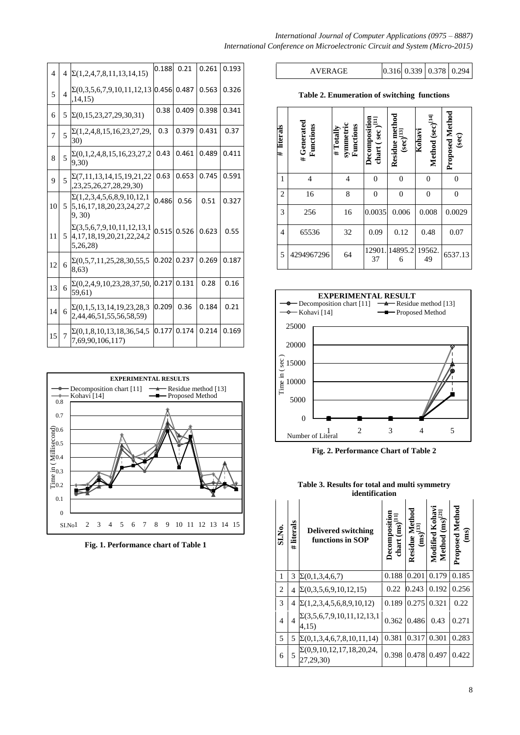| 4 | 4 | Σ(1,2,4,7,8,11,13,14,15) | 0.188 | 0.21 | 0.261 | 0.193 |
|---|---|---|---|---|---|---|
| 5 | 4 | Σ(0,3,5,6,7,9,10,11,12,13,14,15) | 0.456 | 0.487 | 0.563 | 0.326 |
| 6 | 5 | Σ(0,15,23,27,29,30,31) | 0.38 | 0.409 | 0.398 | 0.341 |
| 7 | 5 | Σ(1,2,4,8,15,16,23,27,29,30) | 0.3 | 0.379 | 0.431 | 0.37 |
| 8 | 5 | Σ(0,1,2,4,8,15,16,23,27,29,30) | 0.43 | 0.461 | 0.489 | 0.411 |
| 9 | 5 | Σ(7,11,13,14,15,19,21,22,23,25,26,27,28,29,30) | 0.63 | 0.653 | 0.745 | 0.591 |
| 10 | 5 | Σ(1,2,3,4,5,6,8,9,10,12,15,16,17,18,20,23,24,27,29, 30) | 0.486 | 0.56 | 0.51 | 0.327 |
| 11 | 5 | Σ(3,5,6,7,9,10,11,12,13,14,17,18,19,20,21,22,24,25,26,28) | 0.515 | 0.526 | 0.623 | 0.55 |
| 12 | 6 | Σ(0,5,7,11,25,28,30,55,58,63) | 0.202 | 0.237 | 0.269 | 0.187 |
| 13 | 6 | Σ(0,2,4,9,10,23,28,37,50,59,61) | 0.217 | 0.131 | 0.28 | 0.16 |
| 14 | 6 | Σ(0,1,5,13,14,19,23,28,32,44,46,51,55,56,58,59) | 0.209 | 0.36 | 0.184 | 0.21 |
| 15 | 7 | Σ(0,1,8,10,13,18,36,54,57,69,90,106,117) | 0.177 | 0.174 | 0.214 | 0.169 |
| AVERAGE | | | 0.316 | 0.339 | 0.378 | 0.294 |

Fig. 1. Performance chart of Table 1

**Table 2. Enumeration of switching functions**

| # literals | # Generated Functions | # Totally symmetric Functions | Decomposition chart ( sec )[11] | Residue method (sec)[13] | Kohavi Method (sec)[14] | Proposed Method (sec) |
|---|---|---|---|---|---|---|
| 1 | 4 | 4 | 0 | 0 | 0 | 0 |
| 2 | 16 | 8 | 0 | 0 | 0 | 0 |
| 3 | 256 | 16 | 0.0035 | 0.006 | 0.008 | 0.0029 |
| 4 | 65536 | 32 | 0.09 | 0.12 | 0.48 | 0.07 |
| 5 | 4294967296 | 64 | 12901.37 | 14895.26 | 19562.49 | 6537.13 |

Fig. 2. Performance Chart of Table 2

**Table 3. Results for total and multi symmetry identification**

| SI.No. | # literals | Delivered switching functions in SOP | Decomposition chart (ms)[11] | Residue Method (ms)[13] | Modified Kohavi Method (ms)[21] | Proposed Method (ms) |
|---|---|---|---|---|---|---|
| 1 | 3 | Σ(0,1,3,4,6,7) | 0.188 | 0.201 | 0.179 | 0.185 |
| 2 | 4 | Σ(0,3,5,6,9,10,12,15) | 0.22 | 0.243 | 0.192 | 0.256 |
| 3 | 4 | Σ(1,2,3,4,5,6,8,9,10,12) | 0.189 | 0.275 | 0.321 | 0.22 |
| 4 | 4 | Σ(3,5,6,7,9,10,11,12,13,14,15) | 0.362 | 0.486 | 0.43 | 0.271 |
| 5 | 5 | Σ(0,1,3,4,6,7,8,10,11,14) | 0.381 | 0.317 | 0.301 | 0.283 |
| 6 | 5 | Σ(0,9,10,12,17,18,20,24,27,29,30) | 0.398 | 0.478 | 0.497 | 0.422 |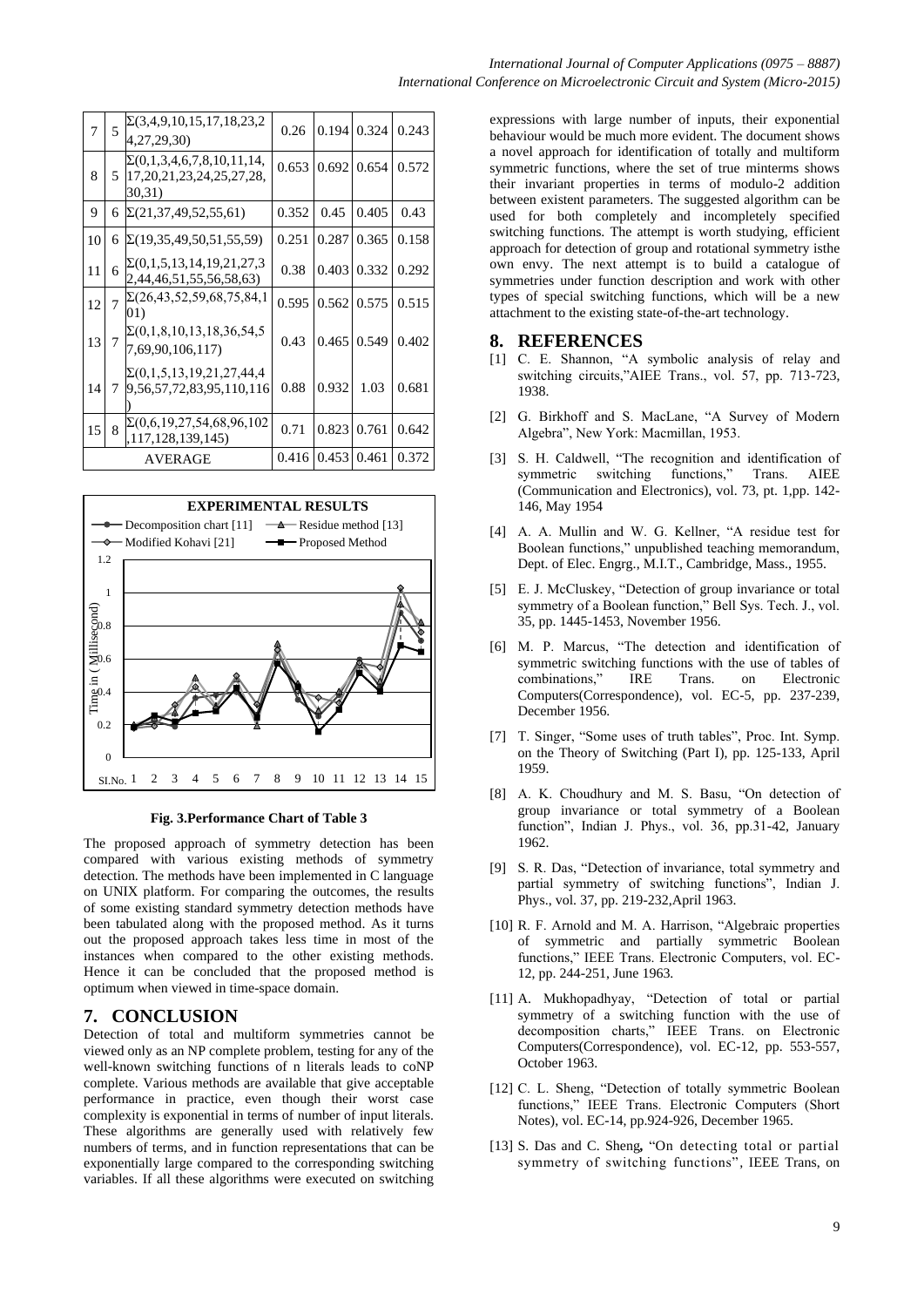| 7 | 5 | Σ(3,4,9,10,15,17,18,23,24,27,29,30) | 0.26 | 0.194 | 0.324 | 0.243 |
|---|---|---|---|---|---|---|
| 8 | 5 | Σ(0,1,3,4,6,7,8,10,11,14,17,20,21,23,24,25,27,28,30,31) | 0.653 | 0.692 | 0.654 | 0.572 |
| 9 | 6 | Σ(21,37,49,52,55,61) | 0.352 | 0.45 | 0.405 | 0.43 |
| 10 | 6 | Σ(19,35,49,50,51,55,59) | 0.251 | 0.287 | 0.365 | 0.158 |
| 11 | 6 | Σ(0,1,5,13,14,19,21,27,32,44,46,51,55,56,58,63) | 0.38 | 0.403 | 0.332 | 0.292 |
| 12 | 7 | Σ(26,43,52,59,68,75,84,101) | 0.595 | 0.562 | 0.575 | 0.515 |
| 13 | 7 | Σ(0,1,8,10,13,18,36,54,57,69,90,106,117) | 0.43 | 0.465 | 0.549 | 0.402 |
| 14 | 7 | Σ(0,1,5,13,19,21,27,44,49,56,57,72,83,95,110,116) | 0.88 | 0.932 | 1.03 | 0.681 |
| 15 | 8 | Σ(0,6,19,27,54,68,96,102,117,128,139,145) | 0.71 | 0.823 | 0.761 | 0.642 |
| AVERAGE | | | 0.416 | 0.453 | 0.461 | 0.372 |

**Fig. 3.Performance Chart of Table 3**

The proposed approach of symmetry detection has been compared with various existing methods of symmetry detection. The methods have been implemented in C language on UNIX platform. For comparing the outcomes, the results of some existing standard symmetry detection methods have been tabulated along with the proposed method. As it turns out the proposed approach takes less time in most of the instances when compared to the other existing methods. Hence it can be concluded that the proposed method is optimum when viewed in time-space domain.

## 7. CONCLUSION

Detection of total and multiform symmetries cannot be viewed only as an NP complete problem, testing for any of the well-known switching functions of n literals leads to coNP complete. Various methods are available that give acceptable performance in practice, even though their worst case complexity is exponential in terms of number of input literals. These algorithms are generally used with relatively few numbers of terms, and in function representations that can be exponentially large compared to the corresponding switching variables. If all these algorithms were executed on switching expressions with large number of inputs, their exponential behaviour would be much more evident. The document shows a novel approach for identification of totally and multiform symmetric functions, where the set of true minterms shows their invariant properties in terms of modulo-2 addition between existent parameters. The suggested algorithm can be used for both completely and incompletely specified switching functions. The attempt is worth studying, efficient approach for detection of group and rotational symmetry isthe own envy. The next attempt is to build a catalogue of symmetries under function description and work with other types of special switching functions, which will be a new attachment to the existing state-of-the-art technology.

## 8. REFERENCES

[1] C. E. Shannon, "A symbolic analysis of relay and switching circuits,"AIEE Trans., vol. 57, pp. 713-723, 1938.

[2] G. Birkhoff and S. MacLane, "A Survey of Modern Algebra", New York: Macmillan, 1953.

[3] S. H. Caldwell, "The recognition and identification of symmetric switching functions," Trans. AIEE (Communication and Electronics), vol. 73, pt. 1,pp. 142-146, May 1954

[4] A. A. Mullin and W. G. Kellner, "A residue test for Boolean functions," unpublished teaching memorandum, Dept. of Elec. Engrg., M.I.T., Cambridge, Mass., 1955.

[5] E. J. McCluskey, "Detection of group invariance or total symmetry of a Boolean function," Bell Sys. Tech. J., vol. 35, pp. 1445-1453, November 1956.

[6] M. P. Marcus, "The detection and identification of symmetric switching functions with the use of tables of combinations," IRE Trans. on Electronic Computers(Correspondence), vol. EC-5, pp. 237-239, December 1956.

[7] T. Singer, "Some uses of truth tables", Proc. Int. Symp. on the Theory of Switching (Part I), pp. 125-133, April 1959.

[8] A. K. Choudhury and M. S. Basu, "On detection of group invariance or total symmetry of a Boolean function", Indian J. Phys., vol. 36, pp.31-42, January 1962.

[9] S. R. Das, "Detection of invariance, total symmetry and partial symmetry of switching functions", Indian J. Phys., vol. 37, pp. 219-232,April 1963.

[10] R. F. Arnold and M. A. Harrison, "Algebraic properties of symmetric and partially symmetric Boolean functions," IEEE Trans. Electronic Computers, vol. EC-12, pp. 244-251, June 1963.

[11] A. Mukhopadhyay, "Detection of total or partial symmetry of a switching function with the use of decomposition charts," IEEE Trans. on Electronic Computers(Correspondence), vol. EC-12, pp. 553-557, October 1963.

[12] C. L. Sheng, "Detection of totally symmetric Boolean functions," IEEE Trans. Electronic Computers (Short Notes), vol. EC-14, pp.924-926, December 1965.

[13] S. Das and C. Sheng, "On detecting total or partial symmetry of switching functions", IEEE Trans, on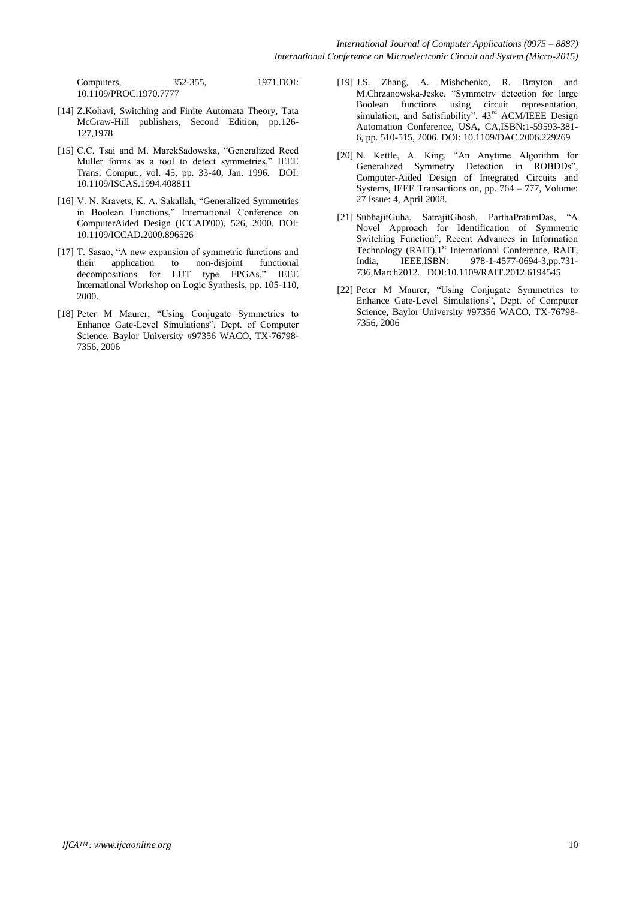Computers, 352-355, 1971.DOI: 10.1109/PROC.1970.7777

[14] Z.Kohavi, Switching and Finite Automata Theory, Tata McGraw-Hill publishers, Second Edition, pp.126-127,1978

[15] C.C. Tsai and M. MarekSadowska, "Generalized Reed Muller forms as a tool to detect symmetries," IEEE Trans. Comput., vol. 45, pp. 33-40, Jan. 1996. DOI: 10.1109/ISCAS.1994.408811

[16] V. N. Kravets, K. A. Sakallah, "Generalized Symmetries in Boolean Functions," International Conference on ComputerAided Design (ICCAD'00), 526, 2000. DOI: 10.1109/ICCAD.2000.896526

[17] T. Sasao, "A new expansion of symmetric functions and their application to non-disjoint functional decompositions for LUT type FPGAs," IEEE International Workshop on Logic Synthesis, pp. 105-110, 2000.

[18] Peter M Maurer, "Using Conjugate Symmetries to Enhance Gate-Level Simulations", Dept. of Computer Science, Baylor University #97356 WACO, TX-76798-7356, 2006

[19] J.S. Zhang, A. Mishchenko, R. Brayton and M.Chrzanowska-Jeske, "Symmetry detection for large Boolean functions using circuit representation, simulation, and Satisfiability". 43rd ACM/IEEE Design Automation Conference, USA, CA,ISBN:1-59593-381-6, pp. 510-515, 2006. DOI: 10.1109/DAC.2006.229269

[20] N. Kettle, A. King, "An Anytime Algorithm for Generalized Symmetry Detection in ROBDDs", Computer-Aided Design of Integrated Circuits and Systems, IEEE Transactions on, pp. 764 – 777, Volume: 27 Issue: 4, April 2008.

[21] SubhajitGuha, SatrajitGhosh, ParthaPratimDas, "A Novel Approach for Identification of Symmetric Switching Function", Recent Advances in Information Technology (RAIT),1st International Conference, RAIT, India, IEEE,ISBN: 978-1-4577-0694-3,pp.731-736,March2012. DOI:10.1109/RAIT.2012.6194545

[22] Peter M Maurer, "Using Conjugate Symmetries to Enhance Gate-Level Simulations", Dept. of Computer Science, Baylor University #97356 WACO, TX-76798-7356, 2006